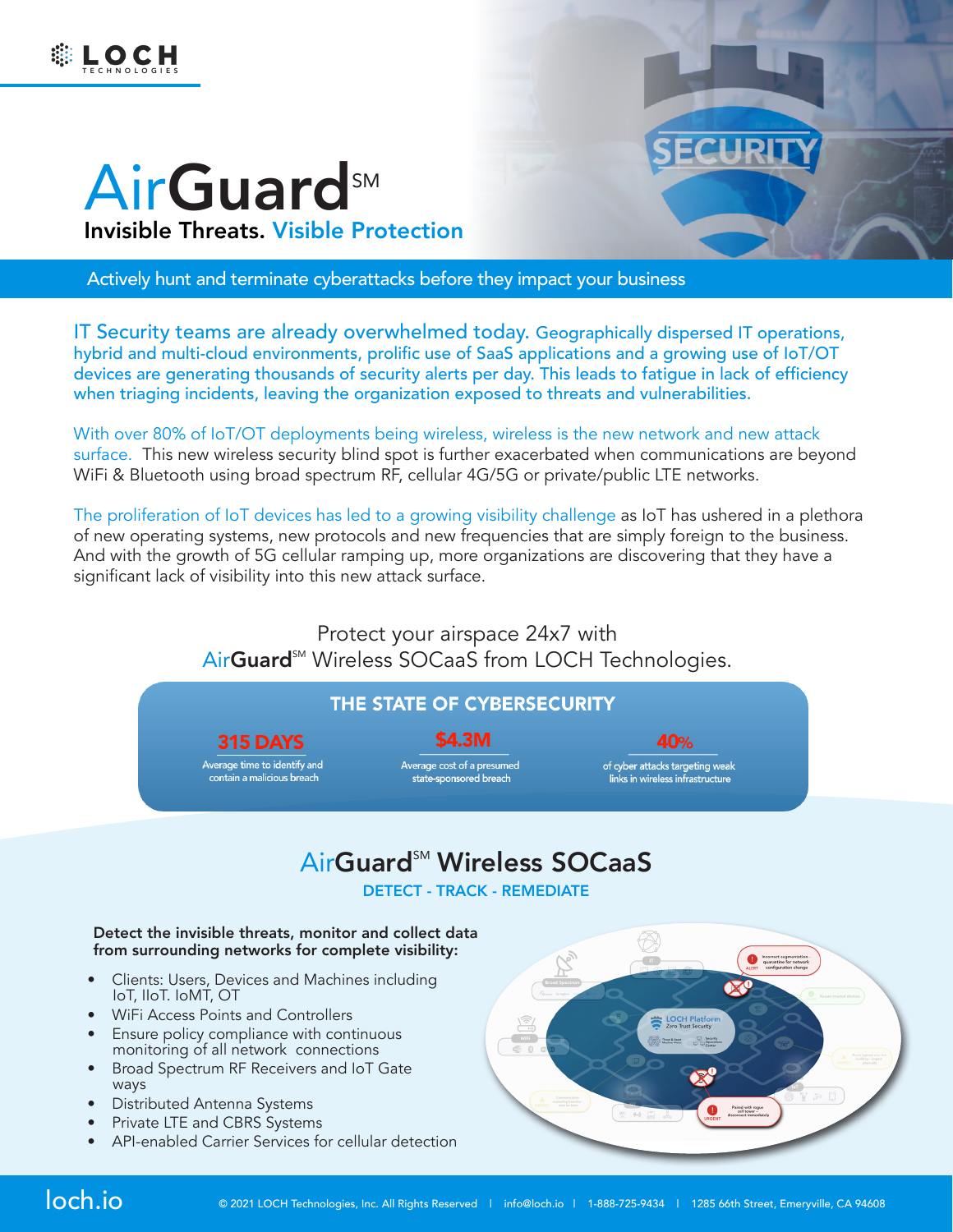LOCH TECHNOLOGIES

# AirGuard℠

**Invisible Threats. Visible Protection**

Actively hunt and terminate cyberattacks before they impact your business

IT Security teams are already overwhelmed today. Geographically dispersed IT operations, hybrid and multi-cloud environments, prolific use of SaaS applications and a growing use of IoT/OT devices are generating thousands of security alerts per day. This leads to fatigue in lack of efficiency when triaging incidents, leaving the organization exposed to threats and vulnerabilities.

With over 80% of IoT/OT deployments being wireless, wireless is the new network and new attack surface. This new wireless security blind spot is further exacerbated when communications are beyond WiFi & Bluetooth using broad spectrum RF, cellular 4G/5G or private/public LTE networks.

The proliferation of IoT devices has led to a growing visibility challenge as IoT has ushered in a plethora of new operating systems, new protocols and new frequencies that are simply foreign to the business. And with the growth of 5G cellular ramping up, more organizations are discovering that they have a significant lack of visibility into this new attack surface.

Protect your airspace 24x7 with AirGuard℠ Wireless SOCaaS from LOCH Technologies.

## THE STATE OF CYBERSECURITY

**315 DAYS**
Average time to identify and contain a malicious breach

**$4.3M**
Average cost of a presumed state-sponsored breach

**40%**
of cyber attacks targeting weak links in wireless infrastructure

## AirGuard℠ Wireless SOCaaS

**DETECT - TRACK - REMEDIATE**

**Detect the invisible threats, monitor and collect data from surrounding networks for complete visibility:**

- Clients: Users, Devices and Machines including IoT, IIoT. IoMT, OT
- WiFi Access Points and Controllers
- Ensure policy compliance with continuous monitoring of all network connections
- Broad Spectrum RF Receivers and IoT Gate ways
- Distributed Antenna Systems
- Private LTE and CBRS Systems
- API-enabled Carrier Services for cellular detection

loch.io

© 2021 LOCH Technologies, Inc. All Rights Reserved | info@loch.io | 1-888-725-9434 | 1285 66th Street, Emeryville, CA 94608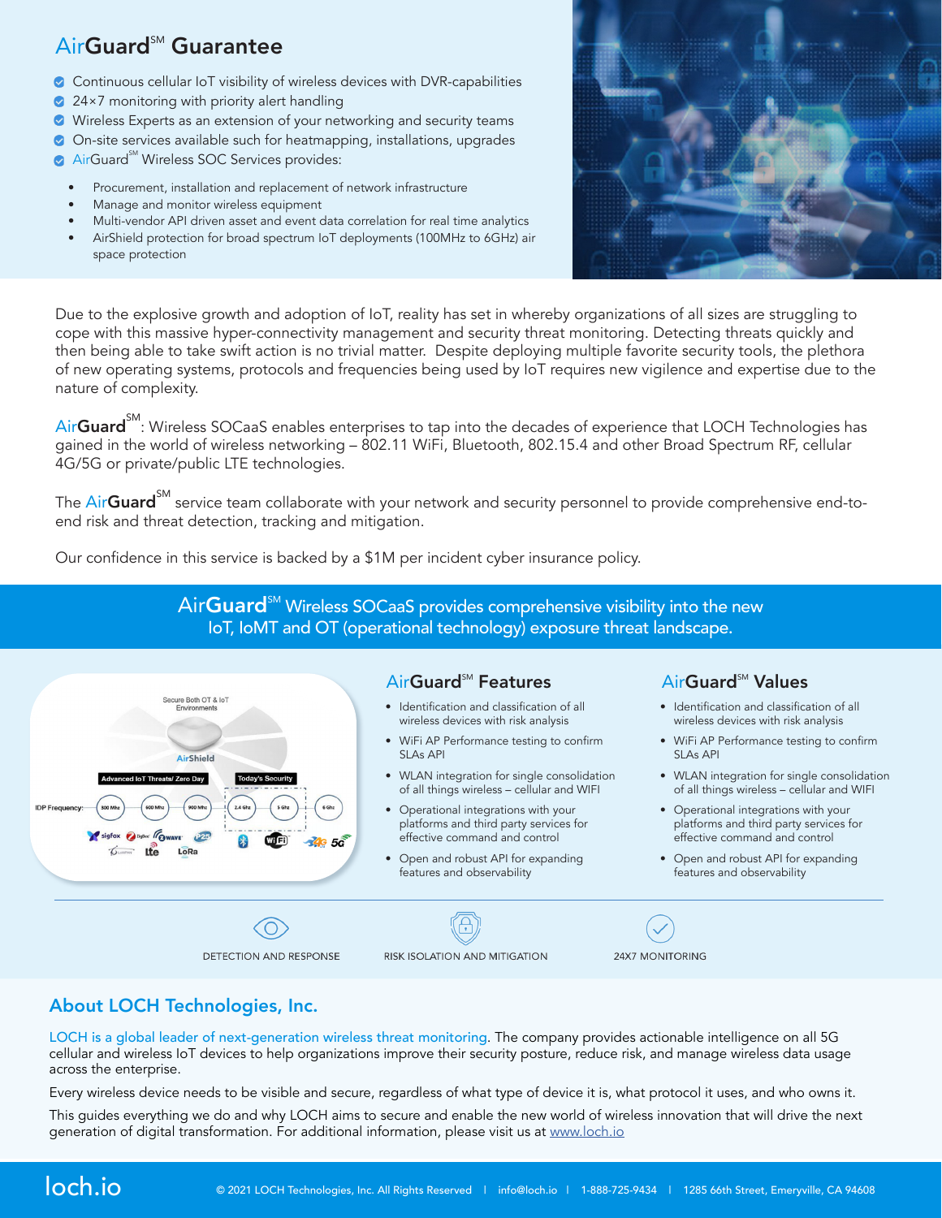## AirGuard℠ Guarantee

- Continuous cellular IoT visibility of wireless devices with DVR-capabilities
- 24×7 monitoring with priority alert handling
- Wireless Experts as an extension of your networking and security teams
- On-site services available such for heatmapping, installations, upgrades
- AirGuard℠ Wireless SOC Services provides:
  - Procurement, installation and replacement of network infrastructure
  - Manage and monitor wireless equipment
  - Multi-vendor API driven asset and event data correlation for real time analytics
  - AirShield protection for broad spectrum IoT deployments (100MHz to 6GHz) air space protection

Due to the explosive growth and adoption of IoT, reality has set in whereby organizations of all sizes are struggling to cope with this massive hyper-connectivity management and security threat monitoring. Detecting threats quickly and then being able to take swift action is no trivial matter. Despite deploying multiple favorite security tools, the plethora of new operating systems, protocols and frequencies being used by IoT requires new vigilence and expertise due to the nature of complexity.

AirGuard℠: Wireless SOCaaS enables enterprises to tap into the decades of experience that LOCH Technologies has gained in the world of wireless networking – 802.11 WiFi, Bluetooth, 802.15.4 and other Broad Spectrum RF, cellular 4G/5G or private/public LTE technologies.

The AirGuard℠ service team collaborate with your network and security personnel to provide comprehensive end-to-end risk and threat detection, tracking and mitigation.

Our confidence in this service is backed by a $1M per incident cyber insurance policy.

**AirGuard℠ Wireless SOCaaS provides comprehensive visibility into the new IoT, IoMT and OT (operational technology) exposure threat landscape.**

Secure Both OT & IoT Environments

AirShield

Advanced IoT Threats/ Zero Day

Today's Security

IDP Frequency: 300 MHz 600 MHz 900 MHz 2.4 Ghz 5 Ghz 6 Ghz

sigfox ZigBee Z-WAVE P25 LoRaWAN lte LoRa WiFi 3G 4G 5G

### AirGuard℠ Features

- Identification and classification of all wireless devices with risk analysis
- WiFi AP Performance testing to confirm SLAs API
- WLAN integration for single consolidation of all things wireless – cellular and WIFI
- Operational integrations with your platforms and third party services for effective command and control
- Open and robust API for expanding features and observability

### AirGuard℠ Values

- Identification and classification of all wireless devices with risk analysis
- WiFi AP Performance testing to confirm SLAs API
- WLAN integration for single consolidation of all things wireless – cellular and WIFI
- Operational integrations with your platforms and third party services for effective command and control
- Open and robust API for expanding features and observability

DETECTION AND RESPONSE

RISK ISOLATION AND MITIGATION

24X7 MONITORING

## About LOCH Technologies, Inc.

LOCH is a global leader of next-generation wireless threat monitoring. The company provides actionable intelligence on all 5G cellular and wireless IoT devices to help organizations improve their security posture, reduce risk, and manage wireless data usage across the enterprise.

Every wireless device needs to be visible and secure, regardless of what type of device it is, what protocol it uses, and who owns it.

This guides everything we do and why LOCH aims to secure and enable the new world of wireless innovation that will drive the next generation of digital transformation. For additional information, please visit us at www.loch.io

loch.io

© 2021 LOCH Technologies, Inc. All Rights Reserved | info@loch.io | 1-888-725-9434 | 1285 66th Street, Emeryville, CA 94608